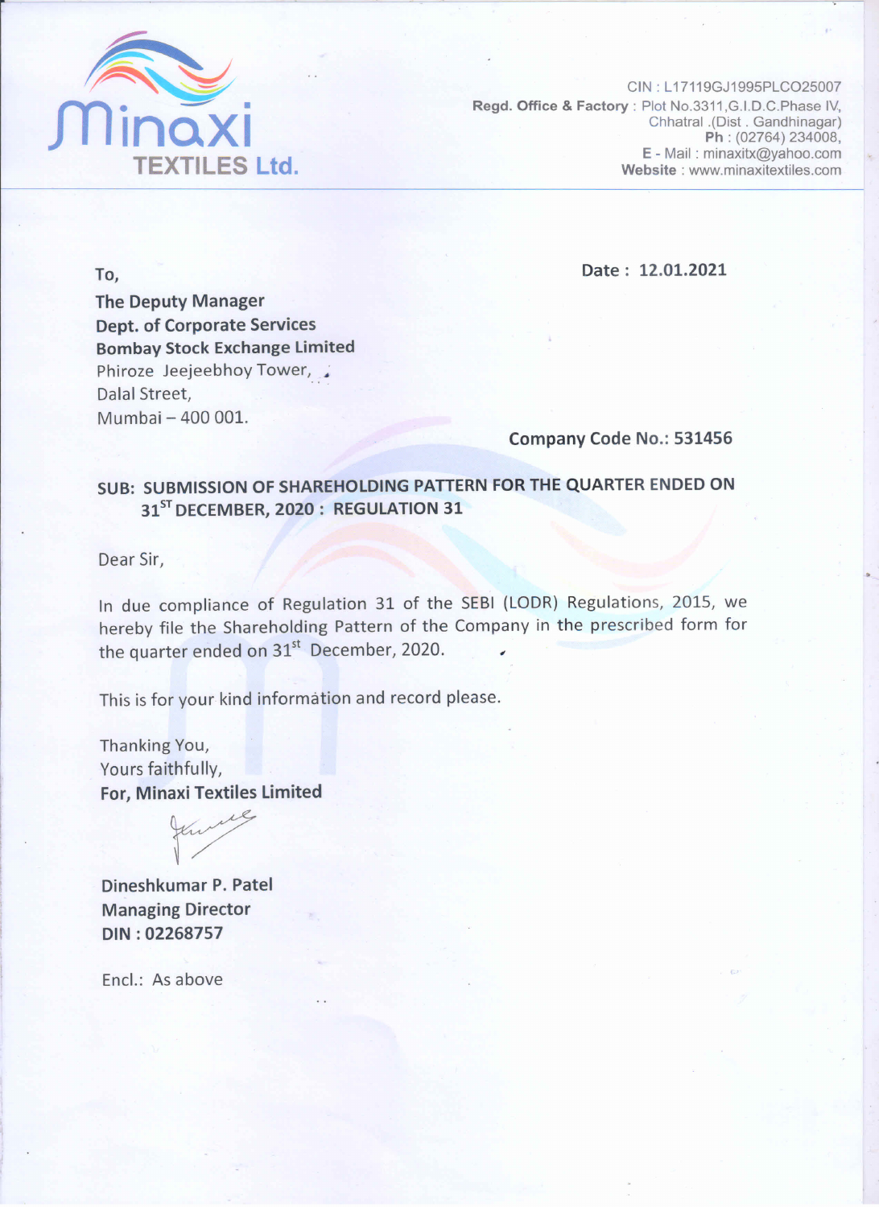**Minaxi TEXTILES Ltd.**

CIN : L17119GJ1995PLCO25007
**Regd. Office & Factory** : Plot No.3311,G.I.D.C.Phase IV, Chhatral .(Dist . Gandhinagar)
**Ph** : (02764) 234008,
E - Mail : minaxitx@yahoo.com
**Website** : www.minaxitextiles.com

To,

**The Deputy Manager**
**Dept. of Corporate Services**
**Bombay Stock Exchange Limited**
Phiroze Jeejeebhoy Tower,
Dalal Street,
Mumbai – 400 001.

**Date : 12.01.2021**

**Company Code No.: 531456**

**SUB: SUBMISSION OF SHAREHOLDING PATTERN FOR THE QUARTER ENDED ON 31ST DECEMBER, 2020 : REGULATION 31**

Dear Sir,

In due compliance of Regulation 31 of the SEBI (LODR) Regulations, 2015, we hereby file the Shareholding Pattern of the Company in the prescribed form for the quarter ended on 31st December, 2020.

This is for your kind information and record please.

Thanking You,
Yours faithfully,
**For, Minaxi Textiles Limited**

**Dineshkumar P. Patel**
**Managing Director**
**DIN : 02268757**

Encl.: As above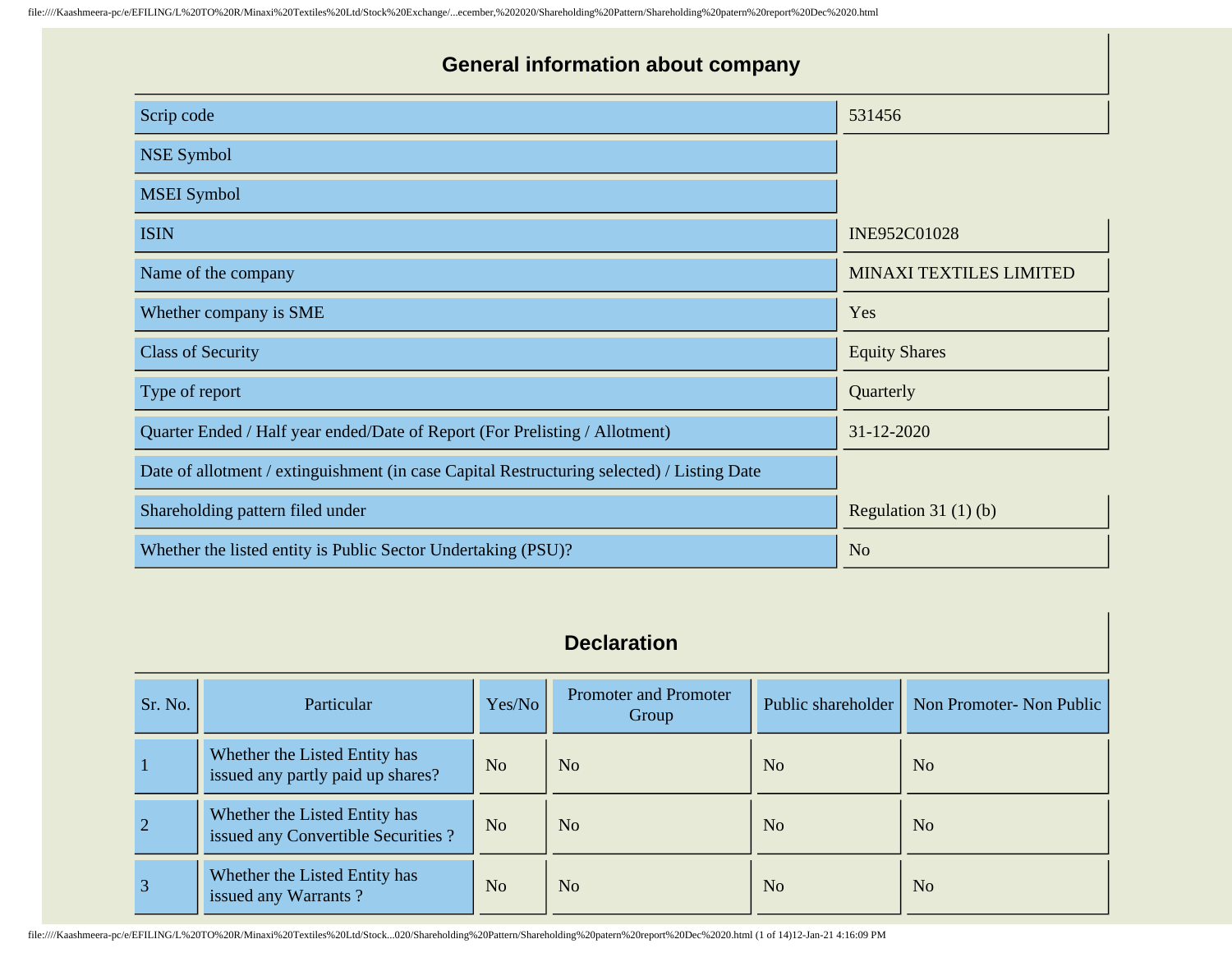## General information about company

| | |
|---|---|
| Scrip code | 531456 |
| NSE Symbol | |
| MSEI Symbol | |
| ISIN | INE952C01028 |
| Name of the company | MINAXI TEXTILES LIMITED |
| Whether company is SME | Yes |
| Class of Security | Equity Shares |
| Type of report | Quarterly |
| Quarter Ended / Half year ended/Date of Report (For Prelisting / Allotment) | 31-12-2020 |
| Date of allotment / extinguishment (in case Capital Restructuring selected) / Listing Date | |
| Shareholding pattern filed under | Regulation 31 (1) (b) |
| Whether the listed entity is Public Sector Undertaking (PSU)? | No |

## Declaration

| Sr. No. | Particular | Yes/No | Promoter and Promoter Group | Public shareholder | Non Promoter- Non Public |
|---|---|---|---|---|---|
| 1 | Whether the Listed Entity has issued any partly paid up shares? | No | No | No | No |
| 2 | Whether the Listed Entity has issued any Convertible Securities ? | No | No | No | No |
| 3 | Whether the Listed Entity has issued any Warrants ? | No | No | No | No |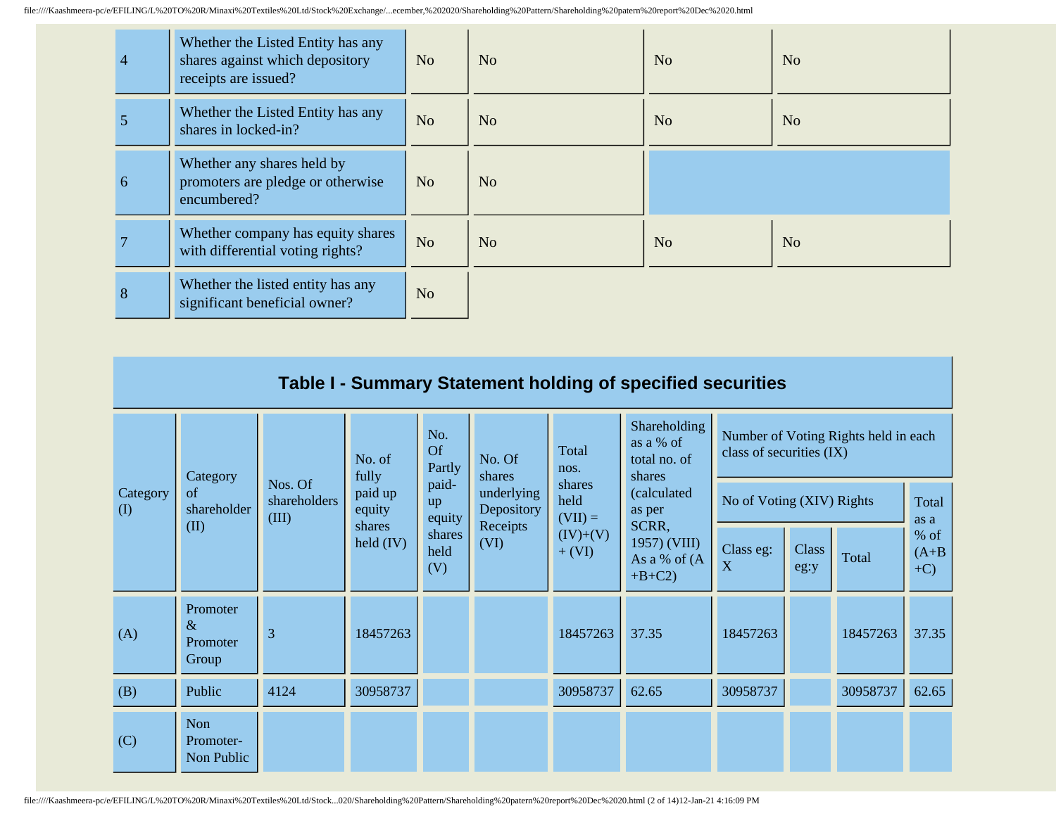| 4 | Whether the Listed Entity has any shares against which depository receipts are issued? | No | No | No | No |
|---|---|---|---|---|---|
| 5 | Whether the Listed Entity has any shares in locked-in? | No | No | No | No |
| 6 | Whether any shares held by promoters are pledge or otherwise encumbered? | No | No | | |
| 7 | Whether company has equity shares with differential voting rights? | No | No | No | No |
| 8 | Whether the listed entity has any significant beneficial owner? | No | | | |

## Table I - Summary Statement holding of specified securities

| Category (I) | Category of shareholder (II) | Nos. Of shareholders (III) | No. of fully paid up equity shares held (IV) | No. Of Partly paid-up equity shares held (V) | No. Of shares underlying Depository Receipts (VI) | Total nos. shares held (VII) = (IV)+(V)+ (VI) | Shareholding as a % of total no. of shares (calculated as per SCRR, 1957) (VIII) As a % of (A+B+C2) | Number of Voting Rights held in each class of securities (IX) | | | |
|---|---|---|---|---|---|---|---|---|---|---|---|
| | | | | | | | | No of Voting (XIV) Rights | | | Total as a % of (A+B+C) |
| | | | | | | | | Class eg: X | Class eg:y | Total | |
| (A) | Promoter & Promoter Group | 3 | 18457263 | | | 18457263 | 37.35 | 18457263 | | 18457263 | 37.35 |
| (B) | Public | 4124 | 30958737 | | | 30958737 | 62.65 | 30958737 | | 30958737 | 62.65 |
| (C) | Non Promoter- Non Public | | | | | | | | | | |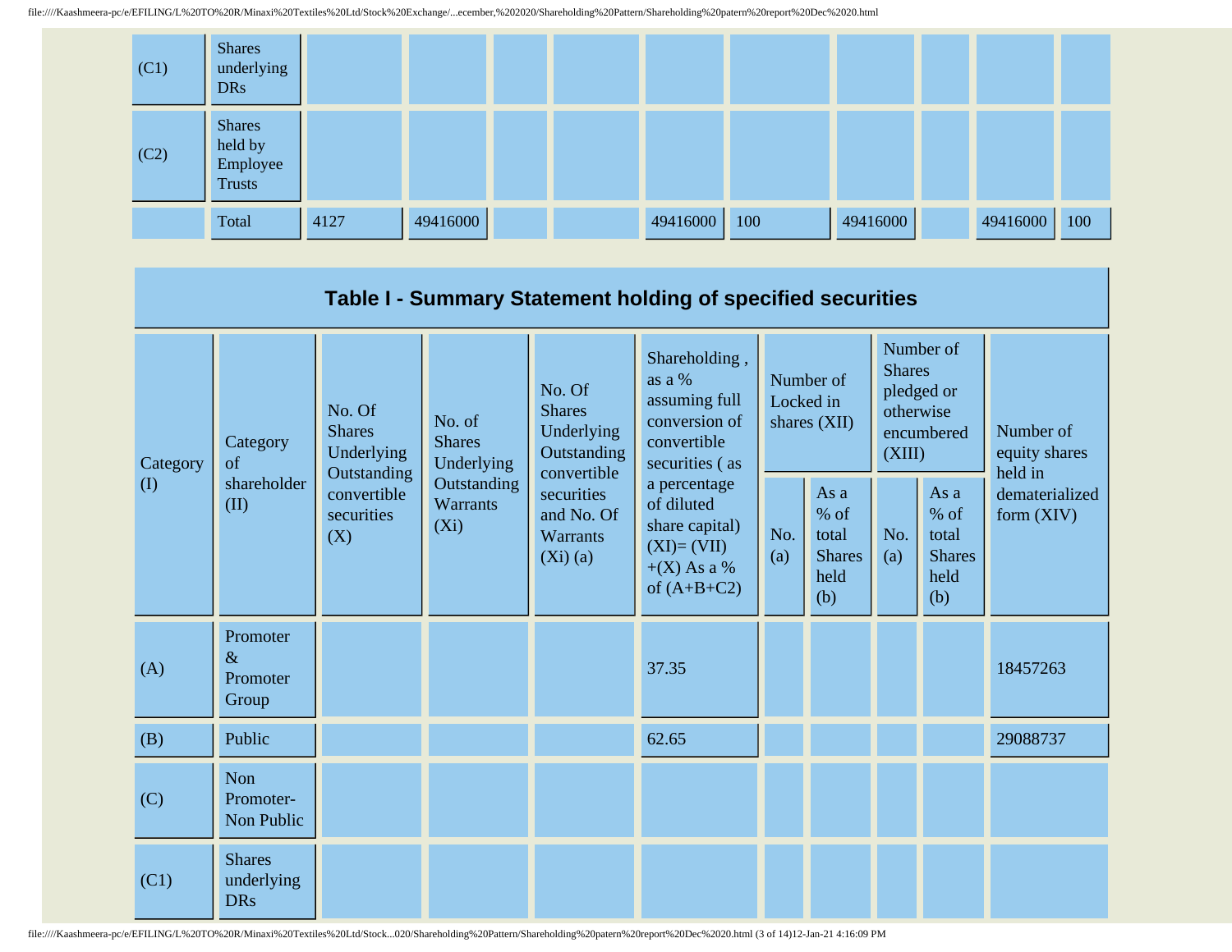| (C1) | Shares underlying DRs | | | | | | | | | | |
|---|---|---|---|---|---|---|---|---|---|---|---|
| (C2) | Shares held by Employee Trusts | | | | | | | | | | |
| | Total | 4127 | 49416000 | | | 49416000 | 100 | 49416000 | | 49416000 | 100 |

## Table I - Summary Statement holding of specified securities

| Category (I) | Category of shareholder (II) | No. Of Shares Underlying Outstanding convertible securities (X) | No. of Shares Underlying Outstanding Warrants (Xi) | No. Of Shares Underlying Outstanding convertible securities and No. Of Warrants (Xi) (a) | Shareholding , as a % assuming full conversion of convertible securities ( as a percentage of diluted share capital) (XI)= (VII)+(X) As a % of (A+B+C2) | Number of Locked in shares (XII) | | Number of Shares pledged or otherwise encumbered (XIII) | | Number of equity shares held in dematerialized form (XIV) |
|---|---|---|---|---|---|---|---|---|---|---|
| | | | | | | No. (a) | As a % of total Shares held (b) | No. (a) | As a % of total Shares held (b) | |
| (A) | Promoter & Promoter Group | | | | 37.35 | | | | | 18457263 |
| (B) | Public | | | | 62.65 | | | | | 29088737 |
| (C) | Non Promoter- Non Public | | | | | | | | | |
| (C1) | Shares underlying DRs | | | | | | | | | |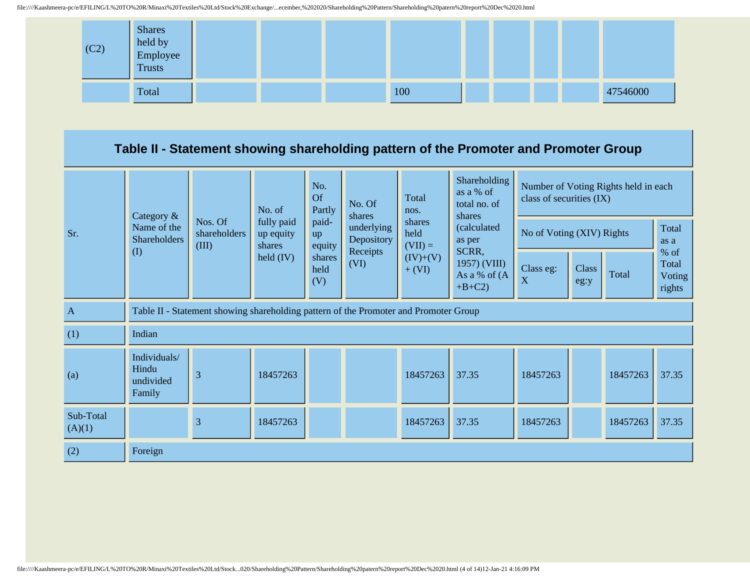| (C2) | Shares held by Employee Trusts | | | | | | | | | |
|---|---|---|---|---|---|---|---|---|---|---|
| | Total | | | | 100 | | | | | 47546000 |

## Table II - Statement showing shareholding pattern of the Promoter and Promoter Group

| Sr. | Category & Name of the Shareholders (I) | Nos. Of shareholders (III) | No. of fully paid up equity shares held (IV) | No. Of Partly paid-up equity shares held (V) | No. Of shares underlying Depository Receipts (VI) | Total nos. shares held (VII) = (IV)+(V)+ (VI) | Shareholding as a % of total no. of shares (calculated as per SCRR, 1957) (VIII) As a % of (A+B+C2) | Number of Voting Rights held in each class of securities (IX) | | | |
|---|---|---|---|---|---|---|---|---|---|---|---|
| | | | | | | | | No of Voting (XIV) Rights | | | Total as a % of Total Voting rights |
| | | | | | | | | Class eg: X | Class eg:y | Total | |
| A | Table II - Statement showing shareholding pattern of the Promoter and Promoter Group | | | | | | | | | | |
| (1) | Indian | | | | | | | | | | |
| (a) | Individuals/ Hindu undivided Family | 3 | 18457263 | | | 18457263 | 37.35 | 18457263 | | 18457263 | 37.35 |
| Sub-Total (A)(1) | | 3 | 18457263 | | | 18457263 | 37.35 | 18457263 | | 18457263 | 37.35 |
| (2) | Foreign | | | | | | | | | | |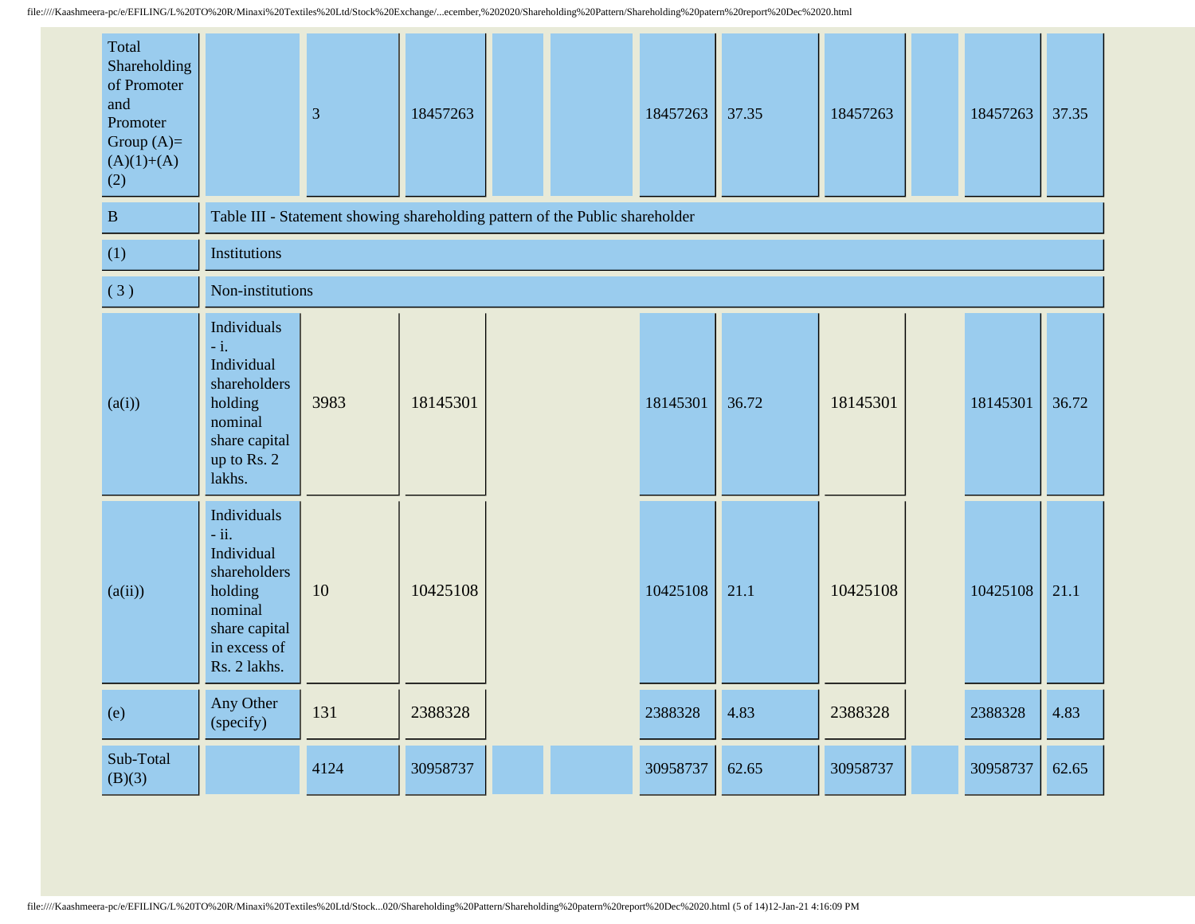| | | | | | | | | | | | |
|---|---|---|---|---|---|---|---|---|---|---|---|
| Total Shareholding of Promoter and Promoter Group (A)=(A)(1)+(A)(2) | | 3 | 18457263 | | | 18457263 | 37.35 | 18457263 | | 18457263 | 37.35 |
| B | Table III - Statement showing shareholding pattern of the Public shareholder | | | | | | | | | | |
| (1) | Institutions | | | | | | | | | | |
| ( 3 ) | Non-institutions | | | | | | | | | | |
| (a(i)) | Individuals - i. Individual shareholders holding nominal share capital up to Rs. 2 lakhs. | 3983 | 18145301 | | | 18145301 | 36.72 | 18145301 | | 18145301 | 36.72 |
| (a(ii)) | Individuals - ii. Individual shareholders holding nominal share capital in excess of Rs. 2 lakhs. | 10 | 10425108 | | | 10425108 | 21.1 | 10425108 | | 10425108 | 21.1 |
| (e) | Any Other (specify) | 131 | 2388328 | | | 2388328 | 4.83 | 2388328 | | 2388328 | 4.83 |
| Sub-Total (B)(3) | | 4124 | 30958737 | | | 30958737 | 62.65 | 30958737 | | 30958737 | 62.65 |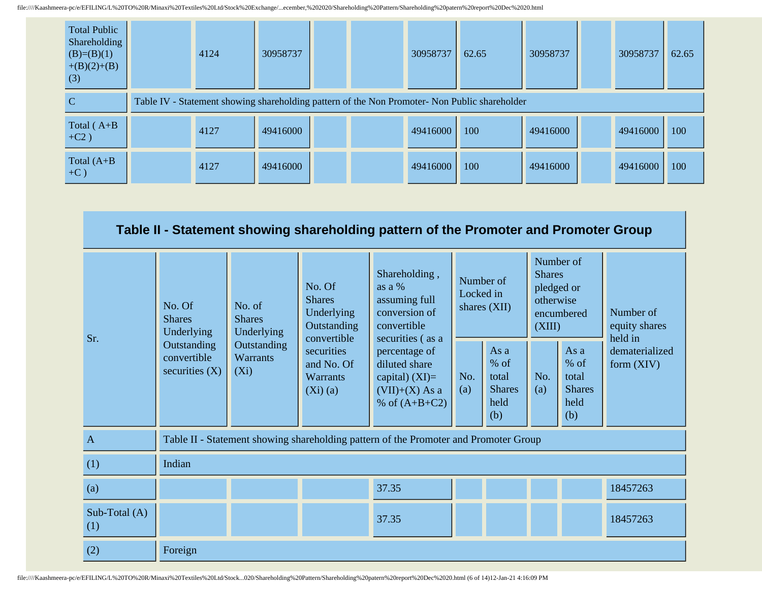| Total Public Shareholding (B)=(B)(1)+(B)(2)+(B)(3) | | 4124 | 30958737 | | | 30958737 | 62.65 | 30958737 | | 30958737 | 62.65 |
|---|---|---|---|---|---|---|---|---|---|---|---|
| C | Table IV - Statement showing shareholding pattern of the Non Promoter- Non Public shareholder | | | | | | | | | | |
| Total ( A+B+C2 ) | | 4127 | 49416000 | | | 49416000 | 100 | 49416000 | | 49416000 | 100 |
| Total (A+B+C ) | | 4127 | 49416000 | | | 49416000 | 100 | 49416000 | | 49416000 | 100 |

## Table II - Statement showing shareholding pattern of the Promoter and Promoter Group

| Sr. | No. Of Shares Underlying Outstanding convertible securities (X) | No. of Shares Underlying Outstanding Warrants (Xi) | No. Of Shares Underlying Outstanding convertible securities and No. Of Warrants (Xi) (a) | Shareholding , as a % assuming full conversion of convertible securities ( as a percentage of diluted share capital) (XI)= (VII)+(X) As a % of (A+B+C2) | Number of Locked in shares (XII) | | Number of Shares pledged or otherwise encumbered (XIII) | | Number of equity shares held in dematerialized form (XIV) |
|---|---|---|---|---|---|---|---|---|---|
| | | | | | No. (a) | As a % of total Shares held (b) | No. (a) | As a % of total Shares held (b) | |
| A | Table II - Statement showing shareholding pattern of the Promoter and Promoter Group | | | | | | | | |
| (1) | Indian | | | | | | | | |
| (a) | | | | 37.35 | | | | | 18457263 |
| Sub-Total (A)(1) | | | | 37.35 | | | | | 18457263 |
| (2) | Foreign | | | | | | | | |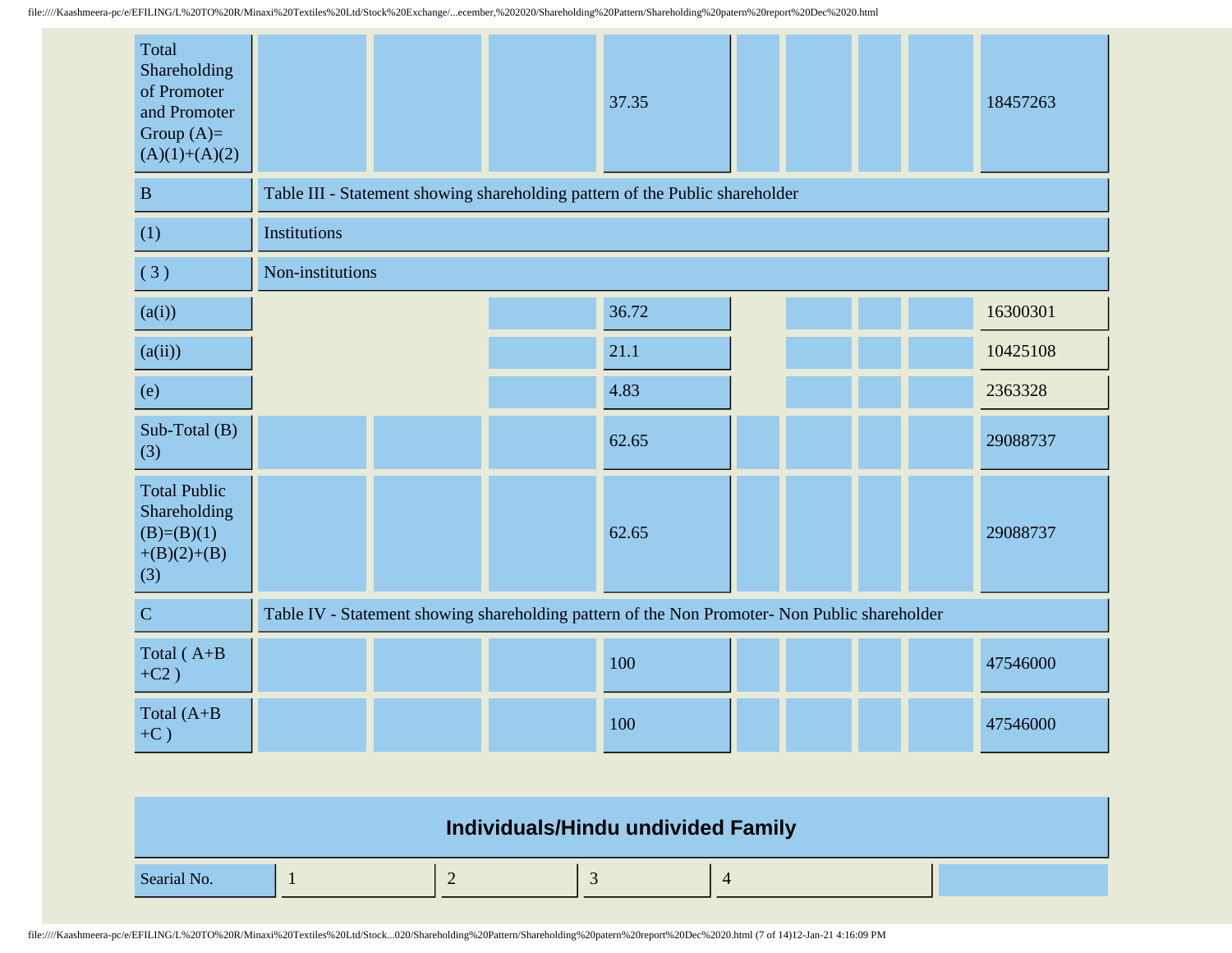| | | | | | | | | | |
|---|---|---|---|---|---|---|---|---|---|
| Total Shareholding of Promoter and Promoter Group (A)=(A)(1)+(A)(2) | | | | 37.35 | | | | | 18457263 |
| B | Table III - Statement showing shareholding pattern of the Public shareholder | | | | | | | | |
| (1) | Institutions | | | | | | | | |
| ( 3 ) | Non-institutions | | | | | | | | |
| (a(i)) | | | | 36.72 | | | | | 16300301 |
| (a(ii)) | | | | 21.1 | | | | | 10425108 |
| (e) | | | | 4.83 | | | | | 2363328 |
| Sub-Total (B)(3) | | | | 62.65 | | | | | 29088737 |
| Total Public Shareholding (B)=(B)(1)+(B)(2)+(B)(3) | | | | 62.65 | | | | | 29088737 |
| C | Table IV - Statement showing shareholding pattern of the Non Promoter- Non Public shareholder | | | | | | | | |
| Total ( A+B+C2 ) | | | | 100 | | | | | 47546000 |
| Total (A+B+C ) | | | | 100 | | | | | 47546000 |

## Individuals/Hindu undivided Family

| Searial No. | 1 | 2 | 3 | 4 | |
|---|---|---|---|---|---|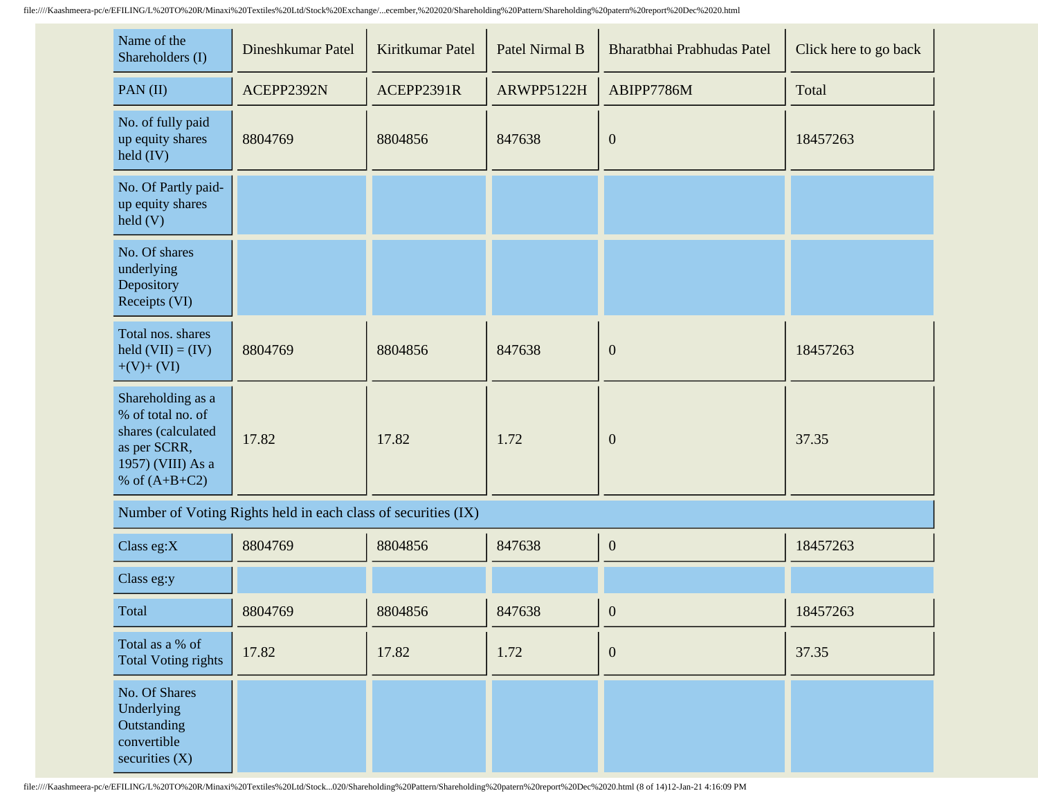| Name of the Shareholders (I) | Dineshkumar Patel | Kiritkumar Patel | Patel Nirmal B | Bharatbhai Prabhudas Patel | Click here to go back |
|---|---|---|---|---|---|
| PAN (II) | ACEPP2392N | ACEPP2391R | ARWPP5122H | ABIPP7786M | Total |
| No. of fully paid up equity shares held (IV) | 8804769 | 8804856 | 847638 | 0 | 18457263 |
| No. Of Partly paid-up equity shares held (V) | | | | | |
| No. Of shares underlying Depository Receipts (VI) | | | | | |
| Total nos. shares held (VII) = (IV)+(V)+ (VI) | 8804769 | 8804856 | 847638 | 0 | 18457263 |
| Shareholding as a % of total no. of shares (calculated as per SCRR, 1957) (VIII) As a % of (A+B+C2) | 17.82 | 17.82 | 1.72 | 0 | 37.35 |
| Number of Voting Rights held in each class of securities (IX) | | | | | |
| Class eg:X | 8804769 | 8804856 | 847638 | 0 | 18457263 |
| Class eg:y | | | | | |
| Total | 8804769 | 8804856 | 847638 | 0 | 18457263 |
| Total as a % of Total Voting rights | 17.82 | 17.82 | 1.72 | 0 | 37.35 |
| No. Of Shares Underlying Outstanding convertible securities (X) | | | | | |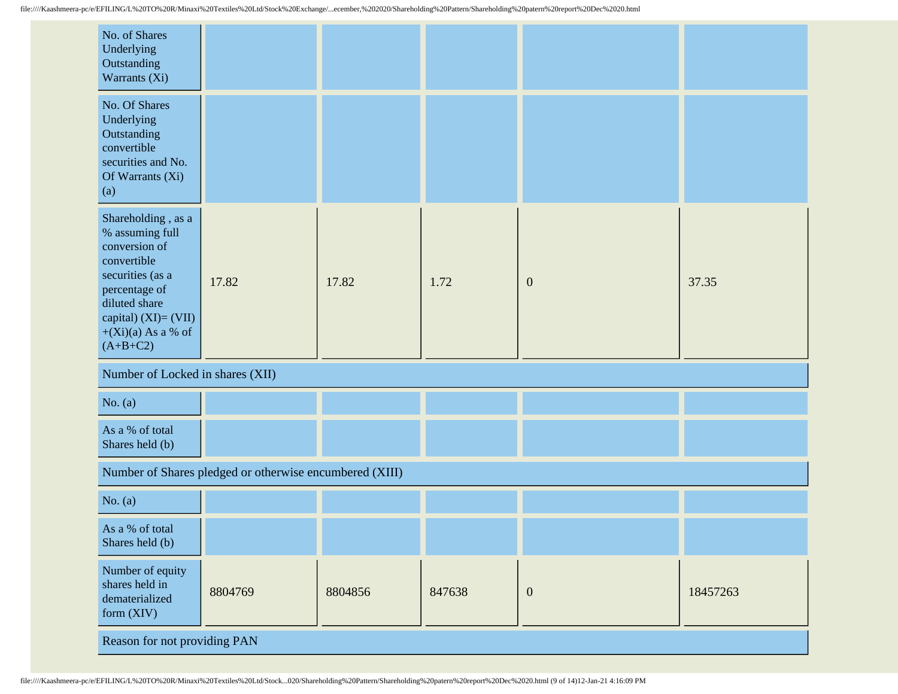| No. of Shares Underlying Outstanding Warrants (Xi) | | | | | |
|---|---|---|---|---|---|
| No. Of Shares Underlying Outstanding convertible securities and No. Of Warrants (Xi) (a) | | | | | |
| Shareholding , as a % assuming full conversion of convertible securities (as a percentage of diluted share capital) (XI)= (VII)+(Xi)(a) As a % of (A+B+C2) | 17.82 | 17.82 | 1.72 | 0 | 37.35 |
| Number of Locked in shares (XII) | | | | | |
| No. (a) | | | | | |
| As a % of total Shares held (b) | | | | | |
| Number of Shares pledged or otherwise encumbered (XIII) | | | | | |
| No. (a) | | | | | |
| As a % of total Shares held (b) | | | | | |
| Number of equity shares held in dematerialized form (XIV) | 8804769 | 8804856 | 847638 | 0 | 18457263 |
| Reason for not providing PAN | | | | | |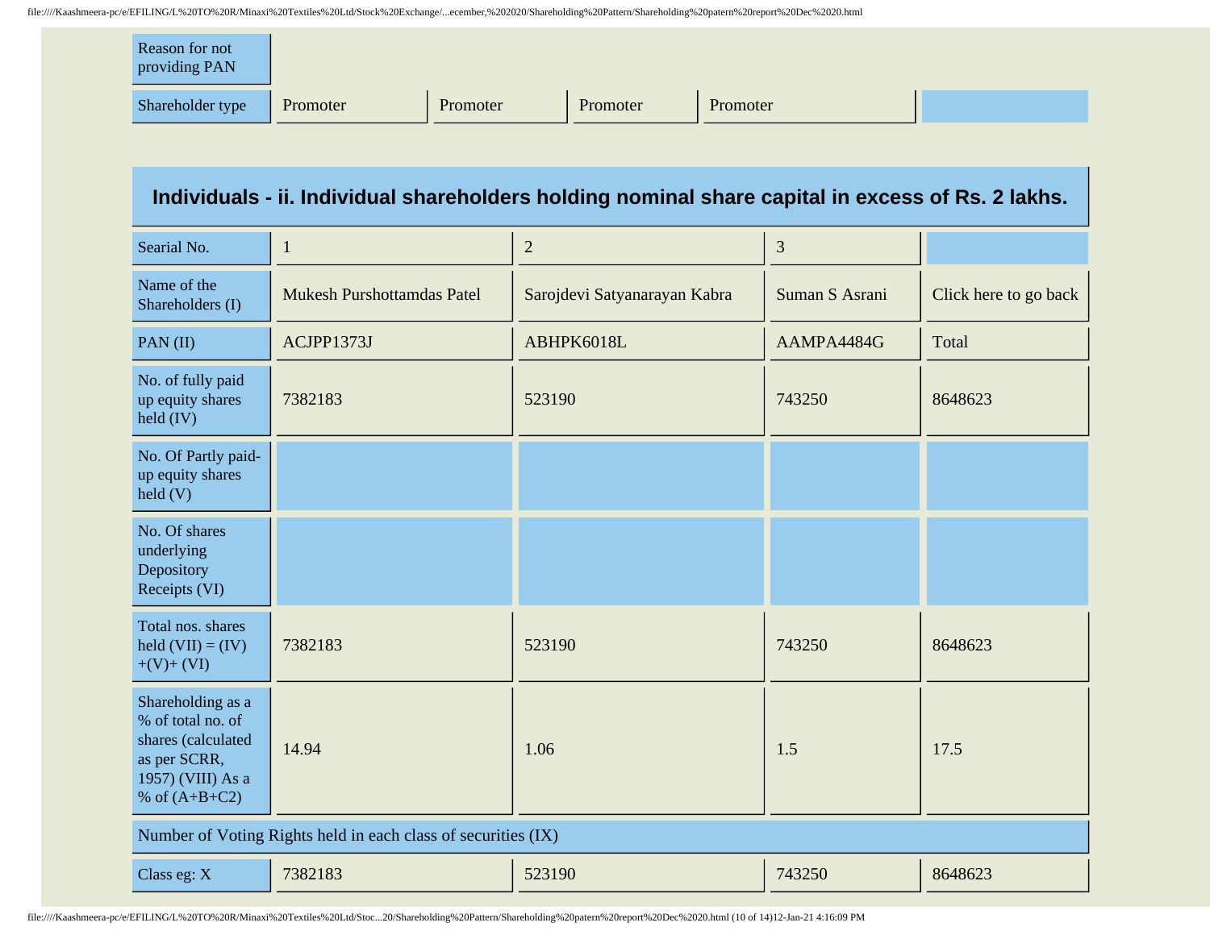| Reason for not providing PAN | | | | | |
|---|---|---|---|---|---|
| Shareholder type | Promoter | Promoter | Promoter | Promoter | |

## Individuals - ii. Individual shareholders holding nominal share capital in excess of Rs. 2 lakhs.

| Searial No. | 1 | 2 | 3 | |
|---|---|---|---|---|
| Name of the Shareholders (I) | Mukesh Purshottamdas Patel | Sarojdevi Satyanarayan Kabra | Suman S Asrani | Click here to go back |
| PAN (II) | ACJPP1373J | ABHPK6018L | AAMPA4484G | Total |
| No. of fully paid up equity shares held (IV) | 7382183 | 523190 | 743250 | 8648623 |
| No. Of Partly paid-up equity shares held (V) | | | | |
| No. Of shares underlying Depository Receipts (VI) | | | | |
| Total nos. shares held (VII) = (IV)+(V)+ (VI) | 7382183 | 523190 | 743250 | 8648623 |
| Shareholding as a % of total no. of shares (calculated as per SCRR, 1957) (VIII) As a % of (A+B+C2) | 14.94 | 1.06 | 1.5 | 17.5 |
| Number of Voting Rights held in each class of securities (IX) | | | | |
| Class eg: X | 7382183 | 523190 | 743250 | 8648623 |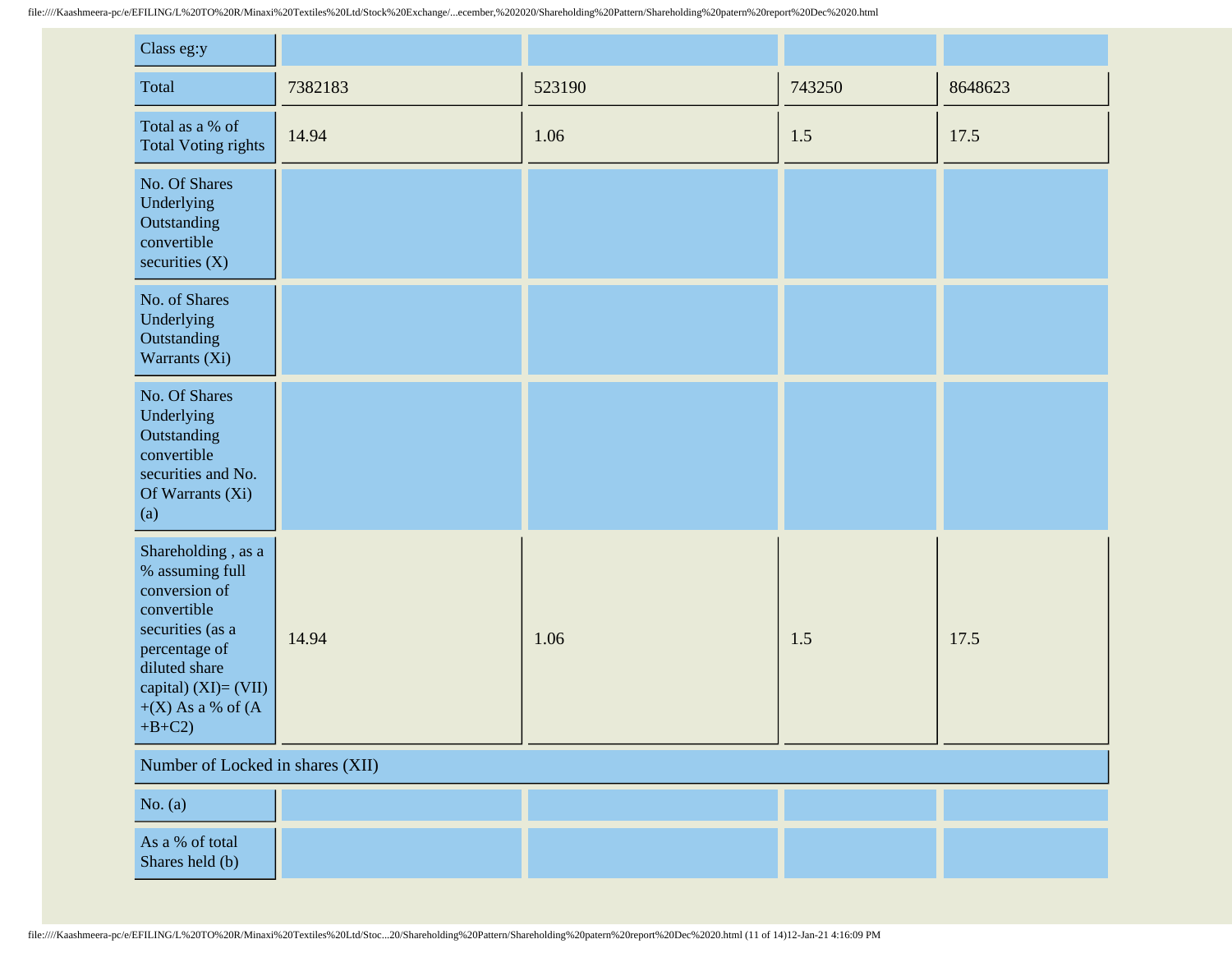| Class eg:y | | | | |
|---|---|---|---|---|
| Total | 7382183 | 523190 | 743250 | 8648623 |
| Total as a % of Total Voting rights | 14.94 | 1.06 | 1.5 | 17.5 |
| No. Of Shares Underlying Outstanding convertible securities (X) | | | | |
| No. of Shares Underlying Outstanding Warrants (Xi) | | | | |
| No. Of Shares Underlying Outstanding convertible securities and No. Of Warrants (Xi) (a) | | | | |
| Shareholding , as a % assuming full conversion of convertible securities (as a percentage of diluted share capital) (XI)= (VII)+(X) As a % of (A+B+C2) | 14.94 | 1.06 | 1.5 | 17.5 |
| Number of Locked in shares (XII) | | | | |
| No. (a) | | | | |
| As a % of total Shares held (b) | | | | |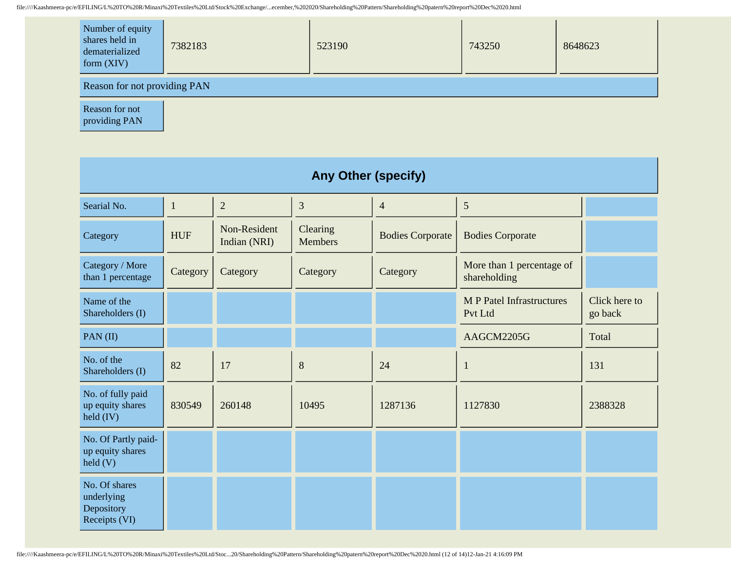| Number of equity shares held in dematerialized form (XIV) | 7382183 | 523190 | 743250 | 8648623 |
|---|---|---|---|---|

| Reason for not providing PAN |
|---|
| Reason for not providing PAN |

## Any Other (specify)

| Searial No. | 1 | 2 | 3 | 4 | 5 | |
|---|---|---|---|---|---|---|
| Category | HUF | Non-Resident Indian (NRI) | Clearing Members | Bodies Corporate | Bodies Corporate | |
| Category / More than 1 percentage | Category | Category | Category | Category | More than 1 percentage of shareholding | |
| Name of the Shareholders (I) | | | | | M P Patel Infrastructures Pvt Ltd | Click here to go back |
| PAN (II) | | | | | AAGCM2205G | Total |
| No. of the Shareholders (I) | 82 | 17 | 8 | 24 | 1 | 131 |
| No. of fully paid up equity shares held (IV) | 830549 | 260148 | 10495 | 1287136 | 1127830 | 2388328 |
| No. Of Partly paid-up equity shares held (V) | | | | | | |
| No. Of shares underlying Depository Receipts (VI) | | | | | | |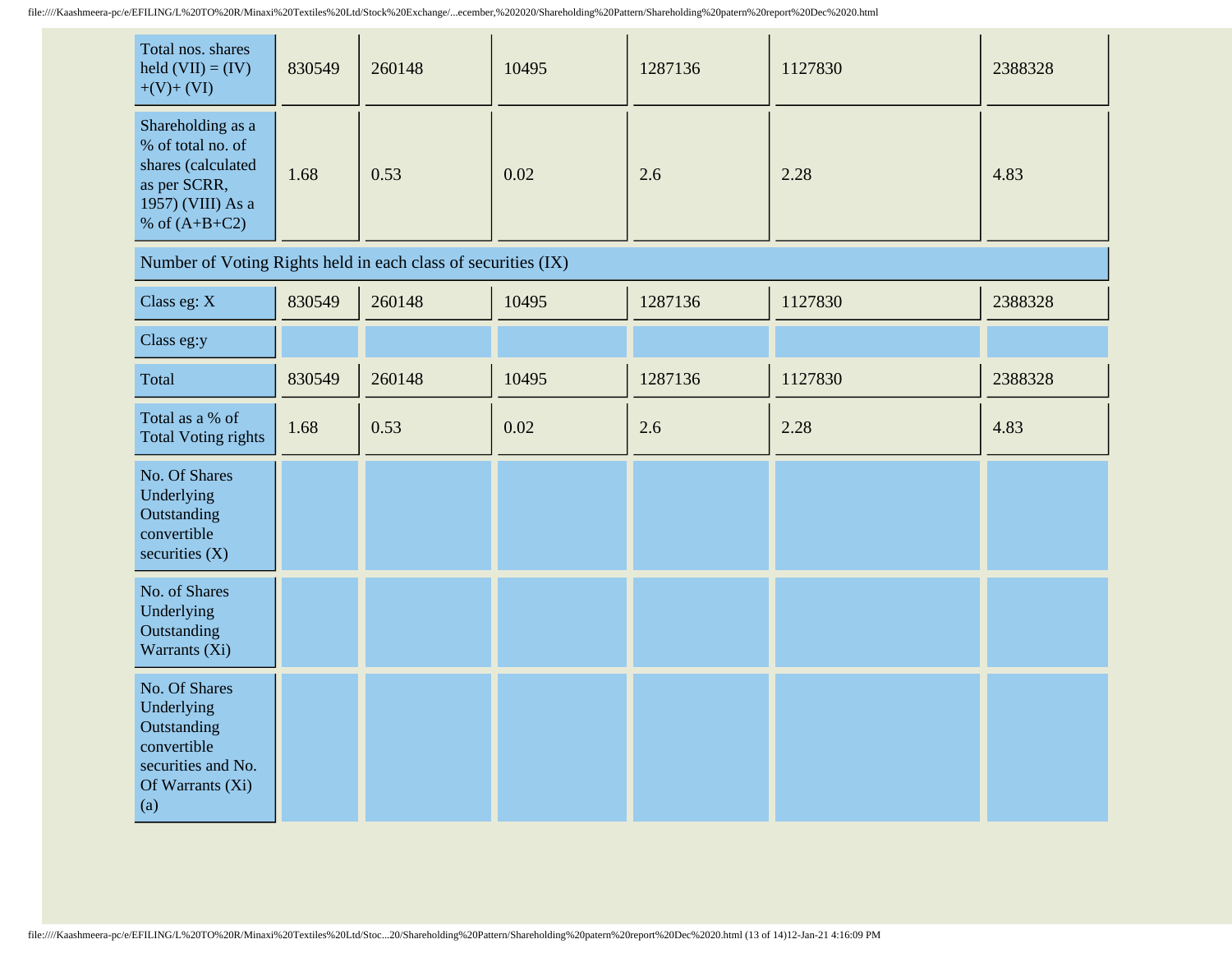| Total nos. shares held (VII) = (IV)+(V)+ (VI) | 830549 | 260148 | 10495 | 1287136 | 1127830 | 2388328 |
|---|---|---|---|---|---|---|
| Shareholding as a % of total no. of shares (calculated as per SCRR, 1957) (VIII) As a % of (A+B+C2) | 1.68 | 0.53 | 0.02 | 2.6 | 2.28 | 4.83 |
| Number of Voting Rights held in each class of securities (IX) | | | | | | |
| Class eg: X | 830549 | 260148 | 10495 | 1287136 | 1127830 | 2388328 |
| Class eg:y | | | | | | |
| Total | 830549 | 260148 | 10495 | 1287136 | 1127830 | 2388328 |
| Total as a % of Total Voting rights | 1.68 | 0.53 | 0.02 | 2.6 | 2.28 | 4.83 |
| No. Of Shares Underlying Outstanding convertible securities (X) | | | | | | |
| No. of Shares Underlying Outstanding Warrants (Xi) | | | | | | |
| No. Of Shares Underlying Outstanding convertible securities and No. Of Warrants (Xi) (a) | | | | | | |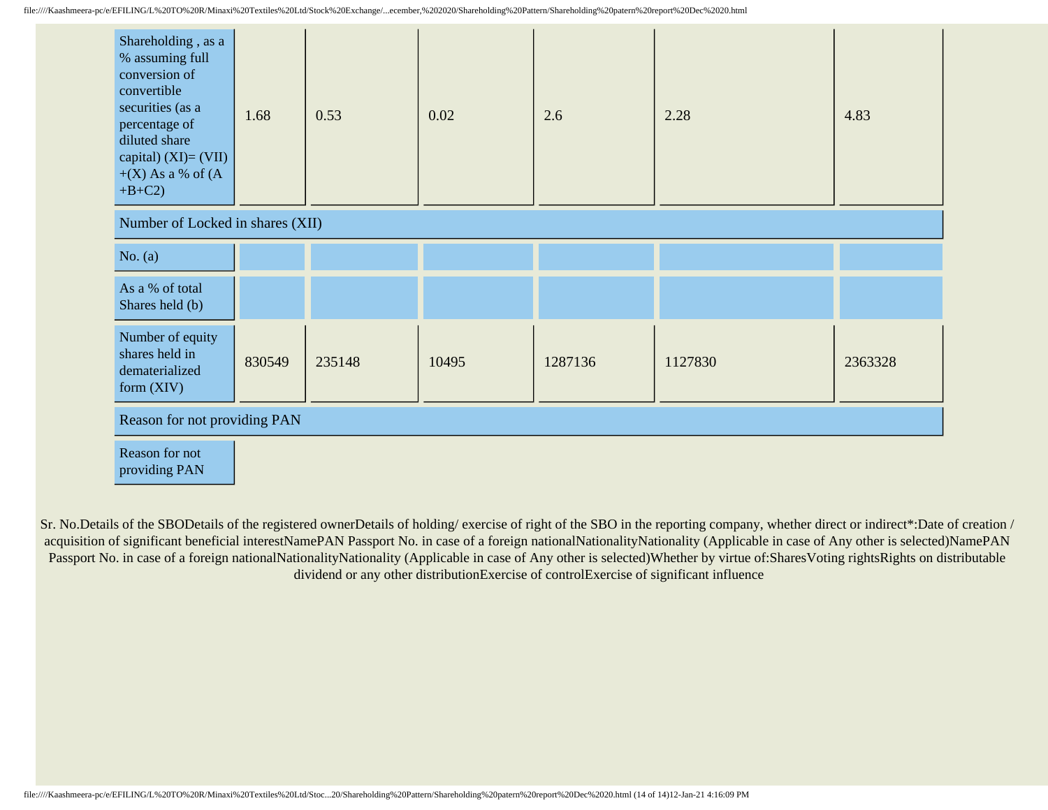| | | | | | | |
|---|---|---|---|---|---|---|
| Shareholding , as a % assuming full conversion of convertible securities (as a percentage of diluted share capital) (XI)= (VII)+(X) As a % of (A+B+C2) | 1.68 | 0.53 | 0.02 | 2.6 | 2.28 | 4.83 |
| Number of Locked in shares (XII) | | | | | | |
| No. (a) | | | | | | |
| As a % of total Shares held (b) | | | | | | |
| Number of equity shares held in dematerialized form (XIV) | 830549 | 235148 | 10495 | 1287136 | 1127830 | 2363328 |
| Reason for not providing PAN | | | | | | |
| Reason for not providing PAN | | | | | | |

Sr. No.Details of the SBODetails of the registered ownerDetails of holding/ exercise of right of the SBO in the reporting company, whether direct or indirect*:Date of creation / acquisition of significant beneficial interestNamePAN Passport No. in case of a foreign nationalNationalityNationality (Applicable in case of Any other is selected)NamePAN Passport No. in case of a foreign nationalNationalityNationality (Applicable in case of Any other is selected)Whether by virtue of:SharesVoting rightsRights on distributable dividend or any other distributionExercise of controlExercise of significant influence